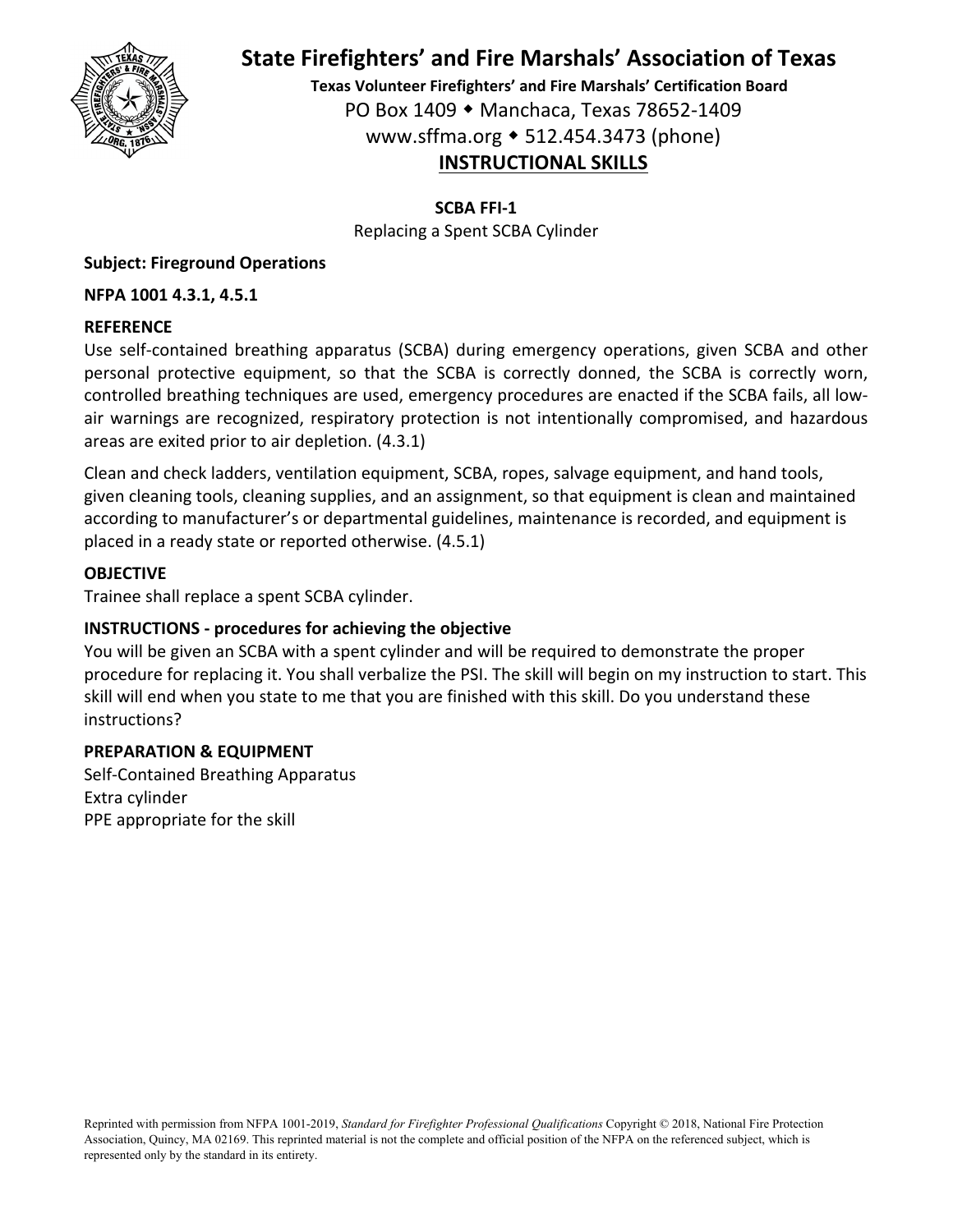# State Firefighters' and Fire Marshals' Association of Texas

**Texas Volunteer Firefighters' and Fire Marshals' Certification Board**

PO Box 1409 ◆ Manchaca, Texas 78652-1409

www.sffma.org ◆ 512.454.3473 (phone)

## INSTRUCTIONAL SKILLS

**SCBA FFI-1**

Replacing a Spent SCBA Cylinder

**Subject: Fireground Operations**

**NFPA 1001 4.3.1, 4.5.1**

### REFERENCE

Use self-contained breathing apparatus (SCBA) during emergency operations, given SCBA and other personal protective equipment, so that the SCBA is correctly donned, the SCBA is correctly worn, controlled breathing techniques are used, emergency procedures are enacted if the SCBA fails, all low-air warnings are recognized, respiratory protection is not intentionally compromised, and hazardous areas are exited prior to air depletion. (4.3.1)

Clean and check ladders, ventilation equipment, SCBA, ropes, salvage equipment, and hand tools, given cleaning tools, cleaning supplies, and an assignment, so that equipment is clean and maintained according to manufacturer's or departmental guidelines, maintenance is recorded, and equipment is placed in a ready state or reported otherwise. (4.5.1)

### OBJECTIVE

Trainee shall replace a spent SCBA cylinder.

### INSTRUCTIONS - procedures for achieving the objective

You will be given an SCBA with a spent cylinder and will be required to demonstrate the proper procedure for replacing it. You shall verbalize the PSI. The skill will begin on my instruction to start. This skill will end when you state to me that you are finished with this skill. Do you understand these instructions?

### PREPARATION & EQUIPMENT

Self-Contained Breathing Apparatus
Extra cylinder
PPE appropriate for the skill

Reprinted with permission from NFPA 1001-2019, *Standard for Firefighter Professional Qualifications* Copyright © 2018, National Fire Protection Association, Quincy, MA 02169. This reprinted material is not the complete and official position of the NFPA on the referenced subject, which is represented only by the standard in its entirety.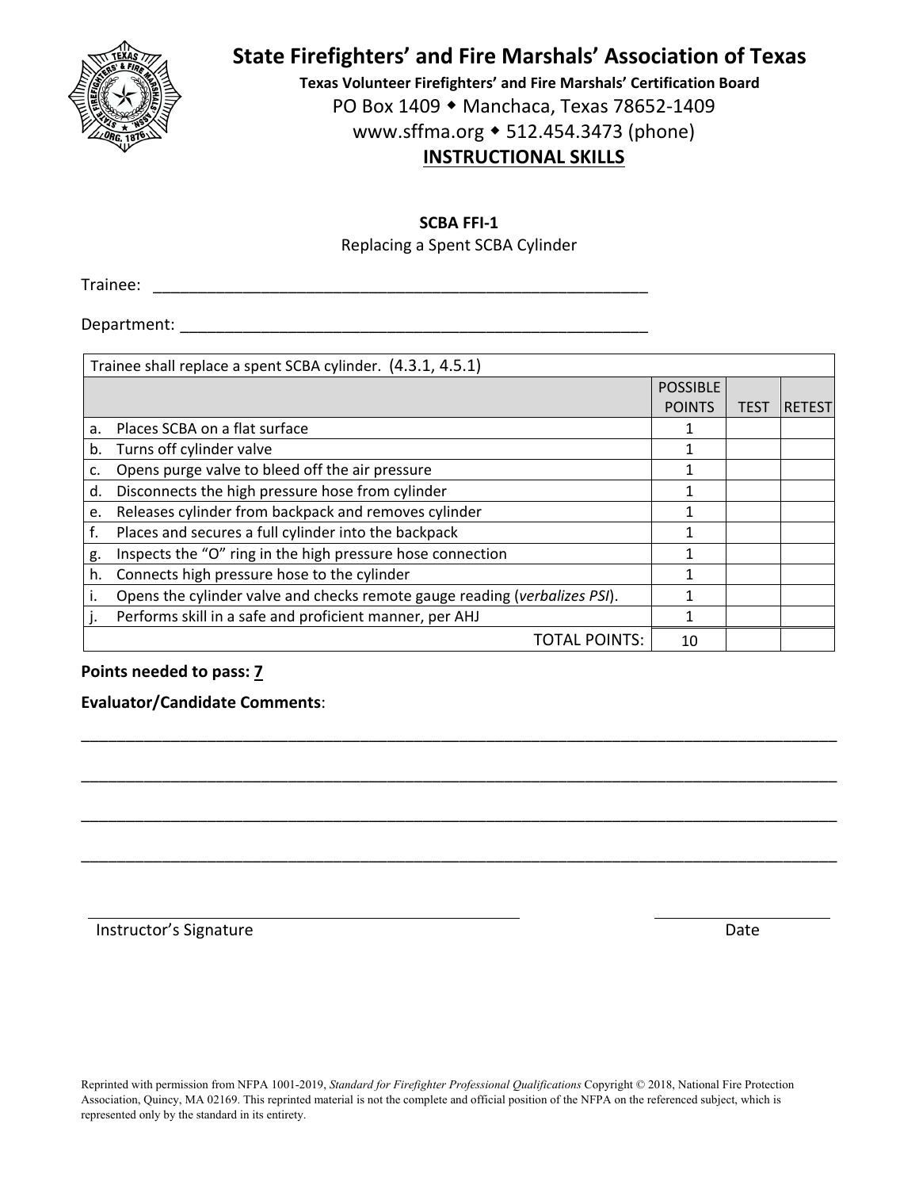# State Firefighters' and Fire Marshals' Association of Texas

**Texas Volunteer Firefighters' and Fire Marshals' Certification Board**

PO Box 1409 ◆ Manchaca, Texas 78652-1409

www.sffma.org ◆ 512.454.3473 (phone)

## INSTRUCTIONAL SKILLS

**SCBA FFI-1**

Replacing a Spent SCBA Cylinder

Trainee: ___________________________________________________________

Department: ________________________________________________________

| Trainee shall replace a spent SCBA cylinder. (4.3.1, 4.5.1) | | | |
|---|---|---|---|
| | POSSIBLE POINTS | TEST | RETEST |
| a. Places SCBA on a flat surface | 1 | | |
| b. Turns off cylinder valve | 1 | | |
| c. Opens purge valve to bleed off the air pressure | 1 | | |
| d. Disconnects the high pressure hose from cylinder | 1 | | |
| e. Releases cylinder from backpack and removes cylinder | 1 | | |
| f. Places and secures a full cylinder into the backpack | 1 | | |
| g. Inspects the "O" ring in the high pressure hose connection | 1 | | |
| h. Connects high pressure hose to the cylinder | 1 | | |
| i. Opens the cylinder valve and checks remote gauge reading (*verbalizes PSI*). | 1 | | |
| j. Performs skill in a safe and proficient manner, per AHJ | 1 | | |
| TOTAL POINTS: | 10 | | |

**Points needed to pass: 7**

**Evaluator/Candidate Comments**:

_____________________________________________________________________________________

_____________________________________________________________________________________

_____________________________________________________________________________________

_____________________________________________________________________________________

_______________________________________________ ____________________

Instructor's Signature Date

Reprinted with permission from NFPA 1001-2019, *Standard for Firefighter Professional Qualifications* Copyright © 2018, National Fire Protection Association, Quincy, MA 02169. This reprinted material is not the complete and official position of the NFPA on the referenced subject, which is represented only by the standard in its entirety.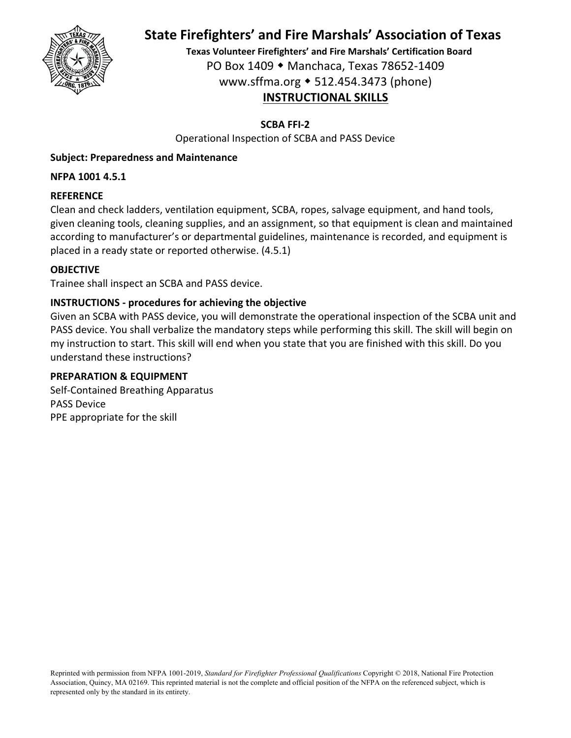# State Firefighters' and Fire Marshals' Association of Texas

**Texas Volunteer Firefighters' and Fire Marshals' Certification Board**

PO Box 1409 ◆ Manchaca, Texas 78652-1409

www.sffma.org ◆ 512.454.3473 (phone)

## INSTRUCTIONAL SKILLS

**SCBA FFI-2**

Operational Inspection of SCBA and PASS Device

**Subject: Preparedness and Maintenance**

**NFPA 1001 4.5.1**

**REFERENCE**

Clean and check ladders, ventilation equipment, SCBA, ropes, salvage equipment, and hand tools, given cleaning tools, cleaning supplies, and an assignment, so that equipment is clean and maintained according to manufacturer's or departmental guidelines, maintenance is recorded, and equipment is placed in a ready state or reported otherwise. (4.5.1)

**OBJECTIVE**

Trainee shall inspect an SCBA and PASS device.

**INSTRUCTIONS - procedures for achieving the objective**

Given an SCBA with PASS device, you will demonstrate the operational inspection of the SCBA unit and PASS device. You shall verbalize the mandatory steps while performing this skill. The skill will begin on my instruction to start. This skill will end when you state that you are finished with this skill. Do you understand these instructions?

**PREPARATION & EQUIPMENT**

Self-Contained Breathing Apparatus

PASS Device

PPE appropriate for the skill

Reprinted with permission from NFPA 1001-2019, *Standard for Firefighter Professional Qualifications* Copyright © 2018, National Fire Protection Association, Quincy, MA 02169. This reprinted material is not the complete and official position of the NFPA on the referenced subject, which is represented only by the standard in its entirety.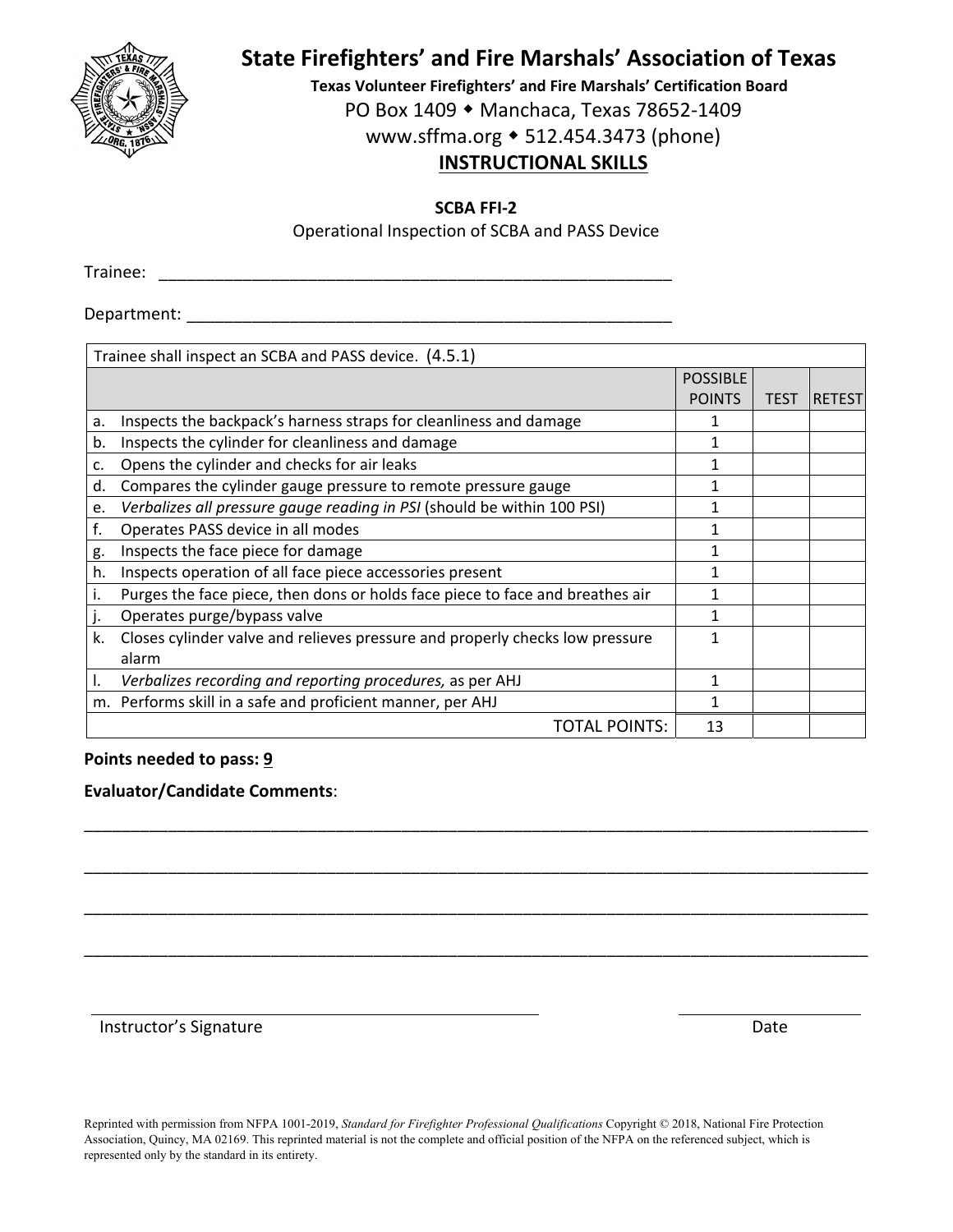# State Firefighters' and Fire Marshals' Association of Texas

**Texas Volunteer Firefighters' and Fire Marshals' Certification Board**

PO Box 1409 ◆ Manchaca, Texas 78652-1409

www.sffma.org ◆ 512.454.3473 (phone)

## INSTRUCTIONAL SKILLS

**SCBA FFI-2**

Operational Inspection of SCBA and PASS Device

Trainee: ___________________________________________________________

Department: ________________________________________________________

| Trainee shall inspect an SCBA and PASS device. (4.5.1) | | | |
|---|---|---|---|
| | POSSIBLE POINTS | TEST | RETEST |
| a. Inspects the backpack's harness straps for cleanliness and damage | 1 | | |
| b. Inspects the cylinder for cleanliness and damage | 1 | | |
| c. Opens the cylinder and checks for air leaks | 1 | | |
| d. Compares the cylinder gauge pressure to remote pressure gauge | 1 | | |
| e. *Verbalizes all pressure gauge reading in PSI* (should be within 100 PSI) | 1 | | |
| f. Operates PASS device in all modes | 1 | | |
| g. Inspects the face piece for damage | 1 | | |
| h. Inspects operation of all face piece accessories present | 1 | | |
| i. Purges the face piece, then dons or holds face piece to face and breathes air | 1 | | |
| j. Operates purge/bypass valve | 1 | | |
| k. Closes cylinder valve and relieves pressure and properly checks low pressure alarm | 1 | | |
| l. *Verbalizes recording and reporting procedures,* as per AHJ | 1 | | |
| m. Performs skill in a safe and proficient manner, per AHJ | 1 | | |
| TOTAL POINTS: | 13 | | |

**Points needed to pass: 9**

**Evaluator/Candidate Comments**:

_____________________________________________________________________________________

_____________________________________________________________________________________

_____________________________________________________________________________________

_____________________________________________________________________________________

_____________________________________________ ____________________

Instructor's Signature Date

Reprinted with permission from NFPA 1001-2019, *Standard for Firefighter Professional Qualifications* Copyright © 2018, National Fire Protection Association, Quincy, MA 02169. This reprinted material is not the complete and official position of the NFPA on the referenced subject, which is represented only by the standard in its entirety.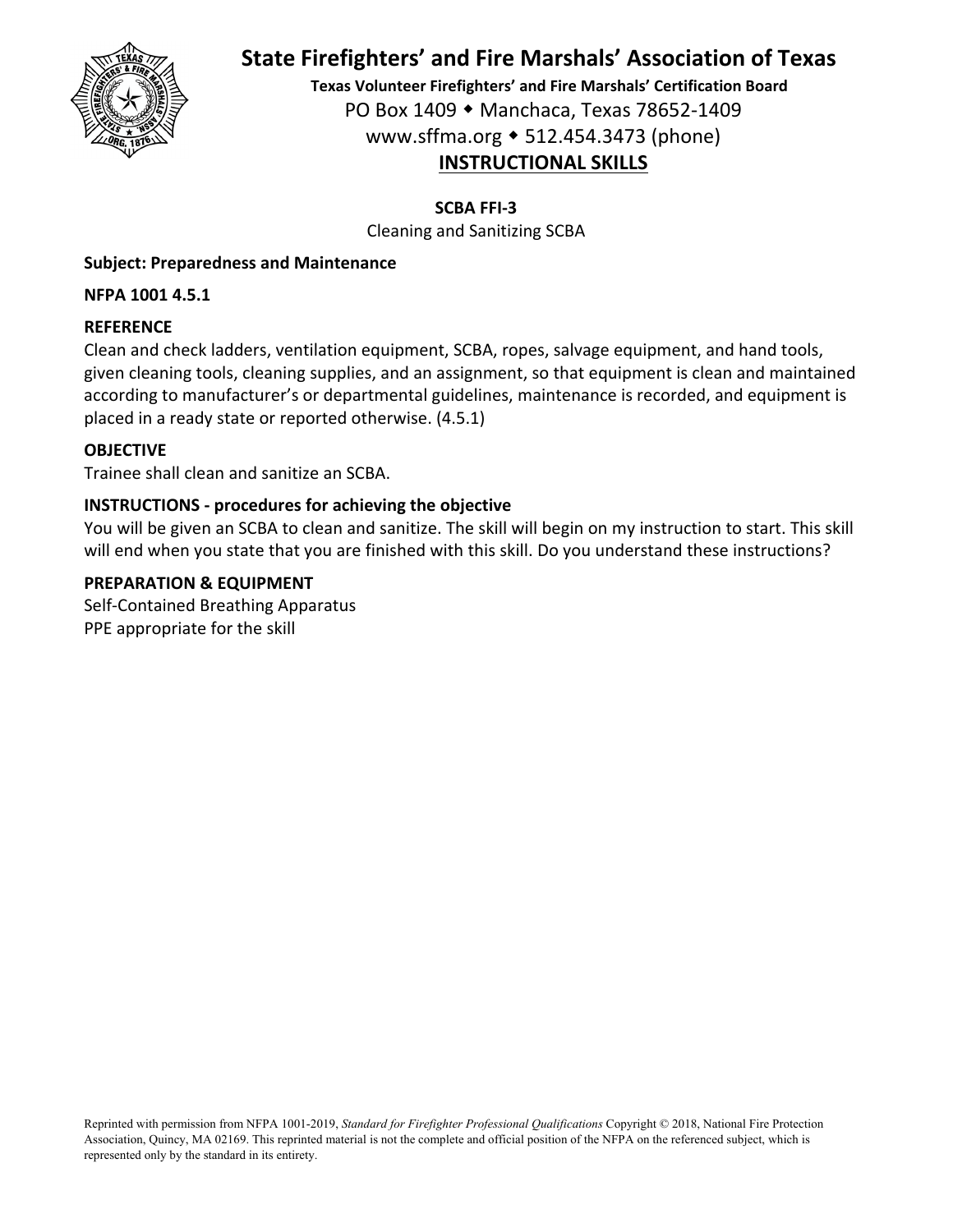# State Firefighters' and Fire Marshals' Association of Texas

**Texas Volunteer Firefighters' and Fire Marshals' Certification Board**

PO Box 1409 ◆ Manchaca, Texas 78652-1409

www.sffma.org ◆ 512.454.3473 (phone)

## INSTRUCTIONAL SKILLS

**SCBA FFI-3**

Cleaning and Sanitizing SCBA

**Subject: Preparedness and Maintenance**

**NFPA 1001 4.5.1**

**REFERENCE**

Clean and check ladders, ventilation equipment, SCBA, ropes, salvage equipment, and hand tools, given cleaning tools, cleaning supplies, and an assignment, so that equipment is clean and maintained according to manufacturer's or departmental guidelines, maintenance is recorded, and equipment is placed in a ready state or reported otherwise. (4.5.1)

**OBJECTIVE**

Trainee shall clean and sanitize an SCBA.

**INSTRUCTIONS - procedures for achieving the objective**

You will be given an SCBA to clean and sanitize. The skill will begin on my instruction to start. This skill will end when you state that you are finished with this skill. Do you understand these instructions?

**PREPARATION & EQUIPMENT**

Self-Contained Breathing Apparatus

PPE appropriate for the skill

Reprinted with permission from NFPA 1001-2019, *Standard for Firefighter Professional Qualifications* Copyright © 2018, National Fire Protection Association, Quincy, MA 02169. This reprinted material is not the complete and official position of the NFPA on the referenced subject, which is represented only by the standard in its entirety.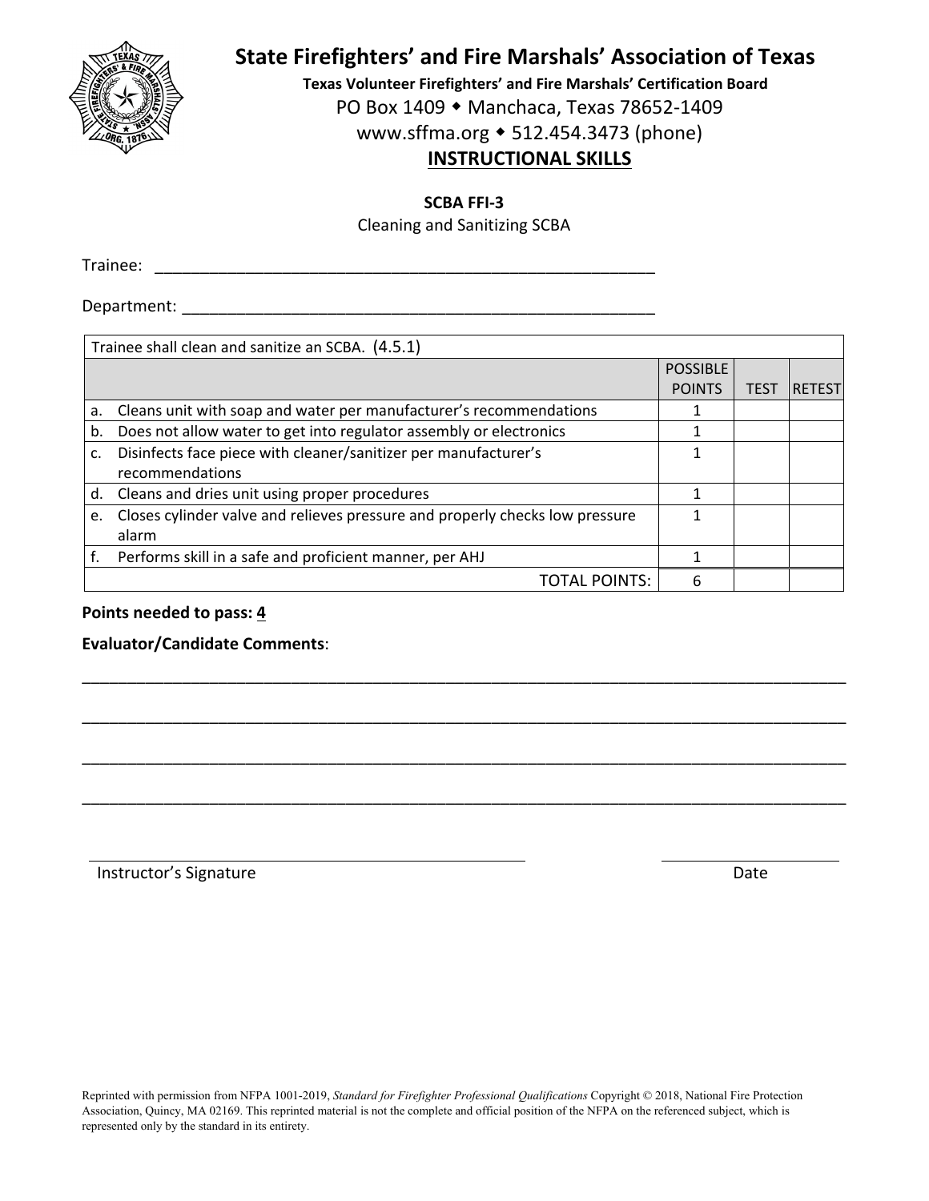# State Firefighters' and Fire Marshals' Association of Texas

**Texas Volunteer Firefighters' and Fire Marshals' Certification Board**

PO Box 1409 ◆ Manchaca, Texas 78652-1409

www.sffma.org ◆ 512.454.3473 (phone)

## INSTRUCTIONAL SKILLS

**SCBA FFI-3**

Cleaning and Sanitizing SCBA

Trainee: \_\_\_\_\_\_\_\_\_\_\_\_\_\_\_\_\_\_\_\_\_\_\_\_\_\_\_\_\_\_\_\_\_\_\_\_\_\_\_\_\_\_\_\_\_\_\_\_\_\_\_\_\_\_

Department: \_\_\_\_\_\_\_\_\_\_\_\_\_\_\_\_\_\_\_\_\_\_\_\_\_\_\_\_\_\_\_\_\_\_\_\_\_\_\_\_\_\_\_\_\_\_\_\_\_\_\_\_\_\_

| Trainee shall clean and sanitize an SCBA. (4.5.1) | POSSIBLE POINTS | TEST | RETEST |
|---|---|---|---|
| a. Cleans unit with soap and water per manufacturer's recommendations | 1 | | |
| b. Does not allow water to get into regulator assembly or electronics | 1 | | |
| c. Disinfects face piece with cleaner/sanitizer per manufacturer's recommendations | 1 | | |
| d. Cleans and dries unit using proper procedures | 1 | | |
| e. Closes cylinder valve and relieves pressure and properly checks low pressure alarm | 1 | | |
| f. Performs skill in a safe and proficient manner, per AHJ | 1 | | |
| TOTAL POINTS: | 6 | | |

**Points needed to pass: 4**

**Evaluator/Candidate Comments**:

\_\_\_\_\_\_\_\_\_\_\_\_\_\_\_\_\_\_\_\_\_\_\_\_\_\_\_\_\_\_\_\_\_\_\_\_\_\_\_\_\_\_\_\_\_\_\_\_\_\_\_\_\_\_\_\_\_\_\_\_\_\_\_\_\_\_\_\_\_\_\_\_\_\_\_\_\_\_

\_\_\_\_\_\_\_\_\_\_\_\_\_\_\_\_\_\_\_\_\_\_\_\_\_\_\_\_\_\_\_\_\_\_\_\_\_\_\_\_\_\_\_\_\_\_\_\_\_\_\_\_\_\_\_\_\_\_\_\_\_\_\_\_\_\_\_\_\_\_\_\_\_\_\_\_\_\_

\_\_\_\_\_\_\_\_\_\_\_\_\_\_\_\_\_\_\_\_\_\_\_\_\_\_\_\_\_\_\_\_\_\_\_\_\_\_\_\_\_\_\_\_\_\_\_\_\_\_\_\_\_\_\_\_\_\_\_\_\_\_\_\_\_\_\_\_\_\_\_\_\_\_\_\_\_\_

\_\_\_\_\_\_\_\_\_\_\_\_\_\_\_\_\_\_\_\_\_\_\_\_\_\_\_\_\_\_\_\_\_\_\_\_\_\_\_\_\_\_\_\_\_\_\_\_\_\_\_\_\_\_\_\_\_\_\_\_\_\_\_\_\_\_\_\_\_\_\_\_\_\_\_\_\_\_

\_\_\_\_\_\_\_\_\_\_\_\_\_\_\_\_\_\_\_\_\_\_\_\_\_\_\_\_\_\_\_\_\_\_\_\_\_\_\_\_\_\_\_\_ \_\_\_\_\_\_\_\_\_\_\_\_\_\_\_\_\_\_\_\_

Instructor's Signature Date

Reprinted with permission from NFPA 1001-2019, *Standard for Firefighter Professional Qualifications* Copyright © 2018, National Fire Protection Association, Quincy, MA 02169. This reprinted material is not the complete and official position of the NFPA on the referenced subject, which is represented only by the standard in its entirety.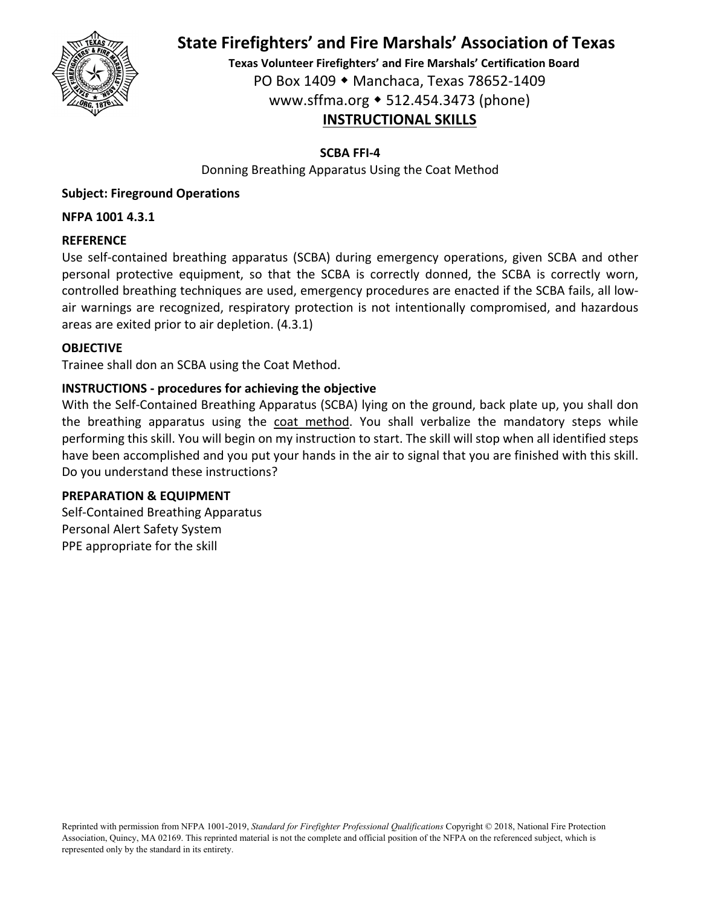# State Firefighters' and Fire Marshals' Association of Texas

**Texas Volunteer Firefighters' and Fire Marshals' Certification Board**

PO Box 1409 ◆ Manchaca, Texas 78652-1409

www.sffma.org ◆ 512.454.3473 (phone)

## INSTRUCTIONAL SKILLS

**SCBA FFI-4**

Donning Breathing Apparatus Using the Coat Method

**Subject: Fireground Operations**

**NFPA 1001 4.3.1**

**REFERENCE**

Use self-contained breathing apparatus (SCBA) during emergency operations, given SCBA and other personal protective equipment, so that the SCBA is correctly donned, the SCBA is correctly worn, controlled breathing techniques are used, emergency procedures are enacted if the SCBA fails, all low-air warnings are recognized, respiratory protection is not intentionally compromised, and hazardous areas are exited prior to air depletion. (4.3.1)

**OBJECTIVE**

Trainee shall don an SCBA using the Coat Method.

**INSTRUCTIONS - procedures for achieving the objective**

With the Self-Contained Breathing Apparatus (SCBA) lying on the ground, back plate up, you shall don the breathing apparatus using the coat method. You shall verbalize the mandatory steps while performing this skill. You will begin on my instruction to start. The skill will stop when all identified steps have been accomplished and you put your hands in the air to signal that you are finished with this skill. Do you understand these instructions?

**PREPARATION & EQUIPMENT**

Self-Contained Breathing Apparatus
Personal Alert Safety System
PPE appropriate for the skill

Reprinted with permission from NFPA 1001-2019, *Standard for Firefighter Professional Qualifications* Copyright © 2018, National Fire Protection Association, Quincy, MA 02169. This reprinted material is not the complete and official position of the NFPA on the referenced subject, which is represented only by the standard in its entirety.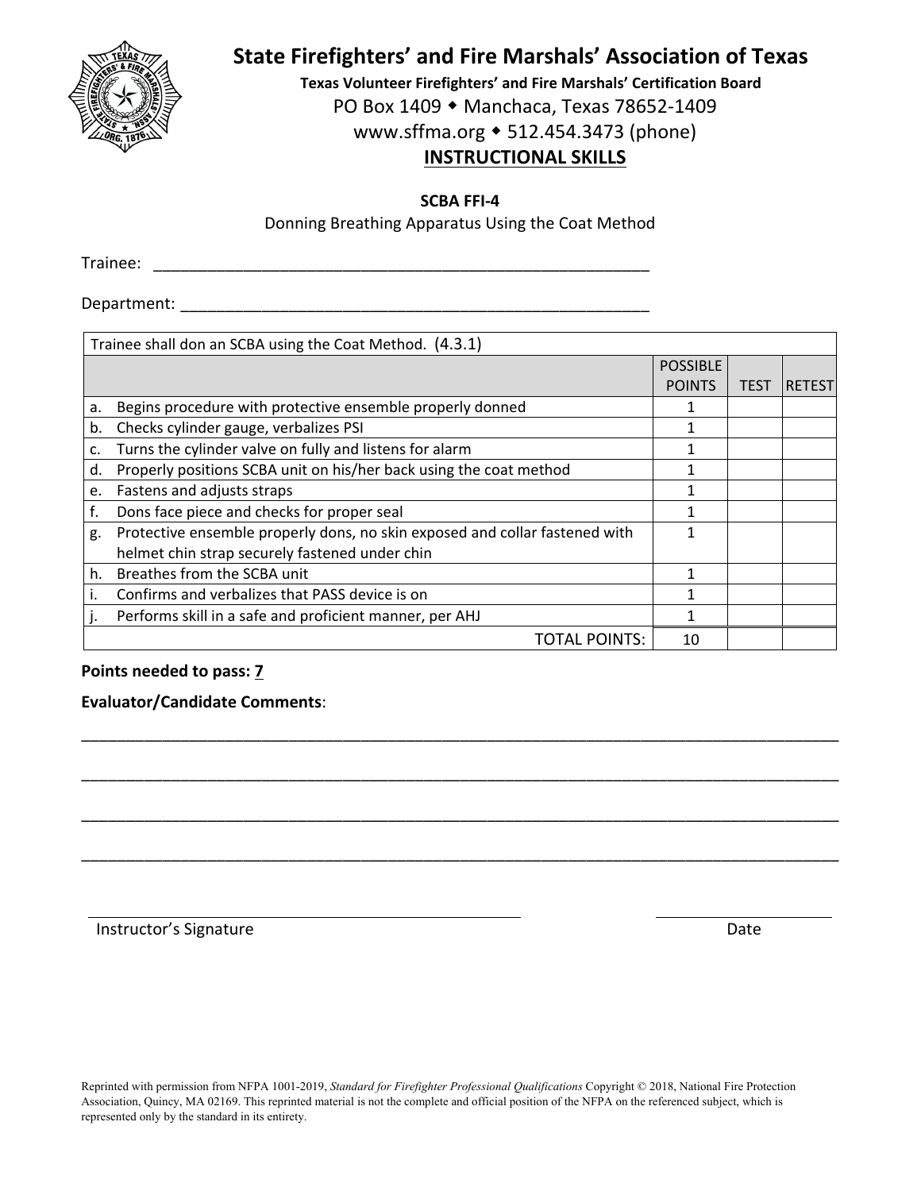# State Firefighters' and Fire Marshals' Association of Texas

**Texas Volunteer Firefighters' and Fire Marshals' Certification Board**

PO Box 1409 ◆ Manchaca, Texas 78652-1409

www.sffma.org ◆ 512.454.3473 (phone)

## INSTRUCTIONAL SKILLS

**SCBA FFI-4**

Donning Breathing Apparatus Using the Coat Method

Trainee: ____________________________________________________________

Department: _________________________________________________________

| Trainee shall don an SCBA using the Coat Method. (4.3.1) | | | |
|---|---|---|---|
| | POSSIBLE POINTS | TEST | RETEST |
| a. Begins procedure with protective ensemble properly donned | 1 | | |
| b. Checks cylinder gauge, verbalizes PSI | 1 | | |
| c. Turns the cylinder valve on fully and listens for alarm | 1 | | |
| d. Properly positions SCBA unit on his/her back using the coat method | 1 | | |
| e. Fastens and adjusts straps | 1 | | |
| f. Dons face piece and checks for proper seal | 1 | | |
| g. Protective ensemble properly dons, no skin exposed and collar fastened with helmet chin strap securely fastened under chin | 1 | | |
| h. Breathes from the SCBA unit | 1 | | |
| i. Confirms and verbalizes that PASS device is on | 1 | | |
| j. Performs skill in a safe and proficient manner, per AHJ | 1 | | |
| TOTAL POINTS: | 10 | | |

**Points needed to pass: 7**

**Evaluator/Candidate Comments**:

______________________________________________________________________________

______________________________________________________________________________

______________________________________________________________________________

______________________________________________________________________________

_____________________________________________ &nbsp;&nbsp;&nbsp;&nbsp;&nbsp;&nbsp; ____________________

Instructor's Signature &nbsp;&nbsp;&nbsp;&nbsp;&nbsp;&nbsp;&nbsp;&nbsp;&nbsp;&nbsp;&nbsp;&nbsp;&nbsp;&nbsp;&nbsp;&nbsp;&nbsp;&nbsp;&nbsp;&nbsp;&nbsp;&nbsp;&nbsp;&nbsp;&nbsp;&nbsp;&nbsp;&nbsp;&nbsp;&nbsp; Date

Reprinted with permission from NFPA 1001-2019, *Standard for Firefighter Professional Qualifications* Copyright © 2018, National Fire Protection Association, Quincy, MA 02169. This reprinted material is not the complete and official position of the NFPA on the referenced subject, which is represented only by the standard in its entirety.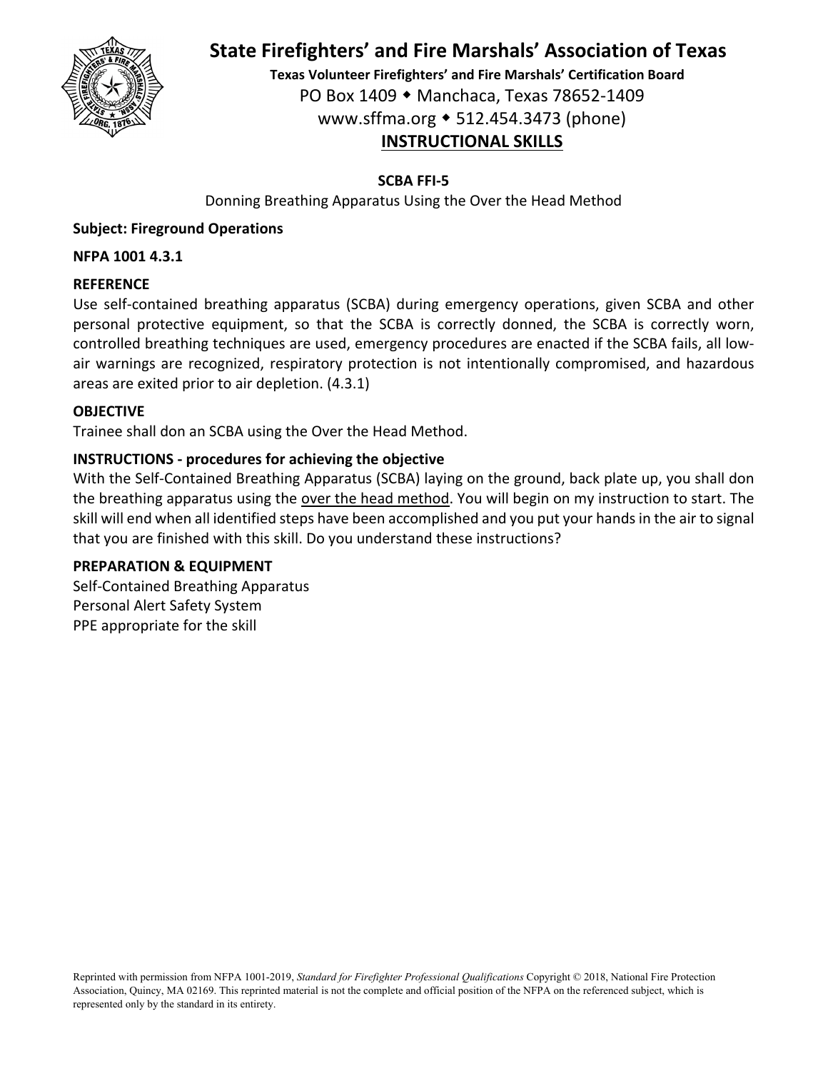# State Firefighters' and Fire Marshals' Association of Texas

**Texas Volunteer Firefighters' and Fire Marshals' Certification Board**

PO Box 1409 ◆ Manchaca, Texas 78652-1409

www.sffma.org ◆ 512.454.3473 (phone)

## INSTRUCTIONAL SKILLS

**SCBA FFI-5**

Donning Breathing Apparatus Using the Over the Head Method

**Subject: Fireground Operations**

**NFPA 1001 4.3.1**

**REFERENCE**

Use self-contained breathing apparatus (SCBA) during emergency operations, given SCBA and other personal protective equipment, so that the SCBA is correctly donned, the SCBA is correctly worn, controlled breathing techniques are used, emergency procedures are enacted if the SCBA fails, all low-air warnings are recognized, respiratory protection is not intentionally compromised, and hazardous areas are exited prior to air depletion. (4.3.1)

**OBJECTIVE**

Trainee shall don an SCBA using the Over the Head Method.

**INSTRUCTIONS - procedures for achieving the objective**

With the Self-Contained Breathing Apparatus (SCBA) laying on the ground, back plate up, you shall don the breathing apparatus using the over the head method. You will begin on my instruction to start. The skill will end when all identified steps have been accomplished and you put your hands in the air to signal that you are finished with this skill. Do you understand these instructions?

**PREPARATION & EQUIPMENT**

Self-Contained Breathing Apparatus

Personal Alert Safety System

PPE appropriate for the skill

Reprinted with permission from NFPA 1001-2019, *Standard for Firefighter Professional Qualifications* Copyright © 2018, National Fire Protection Association, Quincy, MA 02169. This reprinted material is not the complete and official position of the NFPA on the referenced subject, which is represented only by the standard in its entirety.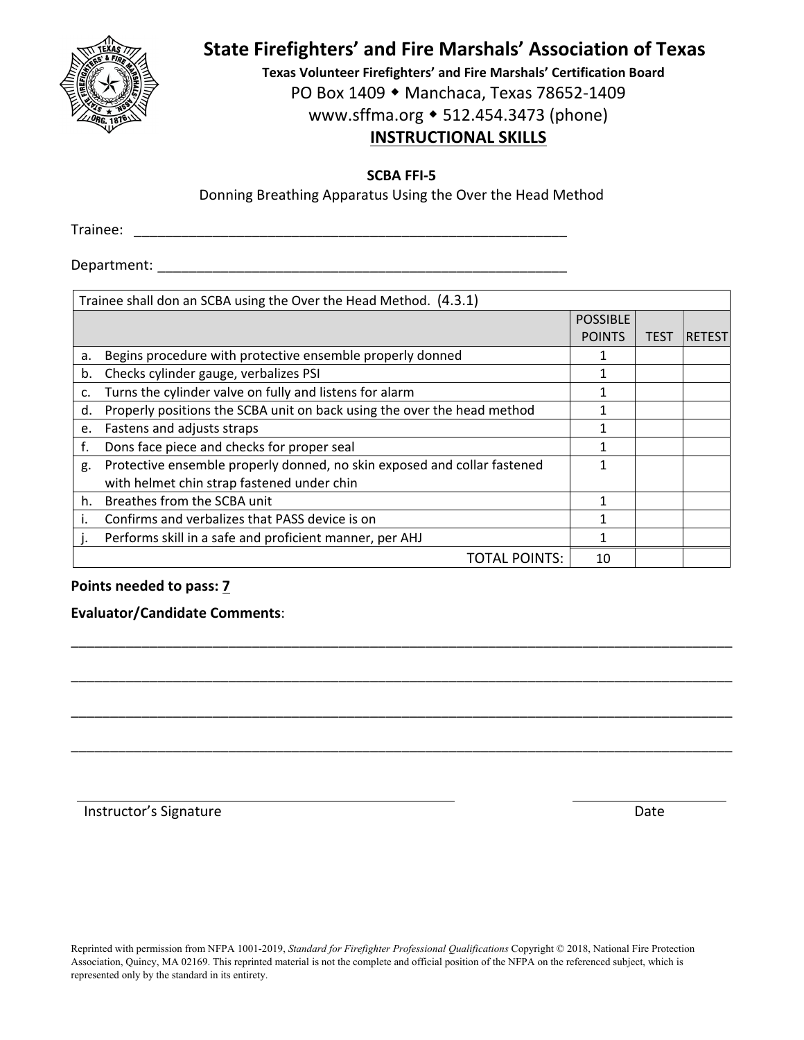# State Firefighters' and Fire Marshals' Association of Texas

**Texas Volunteer Firefighters' and Fire Marshals' Certification Board**

PO Box 1409 ◆ Manchaca, Texas 78652-1409

www.sffma.org ◆ 512.454.3473 (phone)

## INSTRUCTIONAL SKILLS

**SCBA FFI-5**

Donning Breathing Apparatus Using the Over the Head Method

Trainee: ___________________________________________________________

Department: _______________________________________________________

| Trainee shall don an SCBA using the Over the Head Method. (4.3.1) | | | |
|---|---|---|---|
| | POSSIBLE POINTS | TEST | RETEST |
| a. Begins procedure with protective ensemble properly donned | 1 | | |
| b. Checks cylinder gauge, verbalizes PSI | 1 | | |
| c. Turns the cylinder valve on fully and listens for alarm | 1 | | |
| d. Properly positions the SCBA unit on back using the over the head method | 1 | | |
| e. Fastens and adjusts straps | 1 | | |
| f. Dons face piece and checks for proper seal | 1 | | |
| g. Protective ensemble properly donned, no skin exposed and collar fastened with helmet chin strap fastened under chin | 1 | | |
| h. Breathes from the SCBA unit | 1 | | |
| i. Confirms and verbalizes that PASS device is on | 1 | | |
| j. Performs skill in a safe and proficient manner, per AHJ | 1 | | |
| TOTAL POINTS: | 10 | | |

**Points needed to pass: 7**

**Evaluator/Candidate Comments**:

_______________________________________________________________________________________

_______________________________________________________________________________________

_______________________________________________________________________________________

_______________________________________________________________________________________

_______________________________________________ ____________________

Instructor's Signature Date

Reprinted with permission from NFPA 1001-2019, *Standard for Firefighter Professional Qualifications* Copyright © 2018, National Fire Protection Association, Quincy, MA 02169. This reprinted material is not the complete and official position of the NFPA on the referenced subject, which is represented only by the standard in its entirety.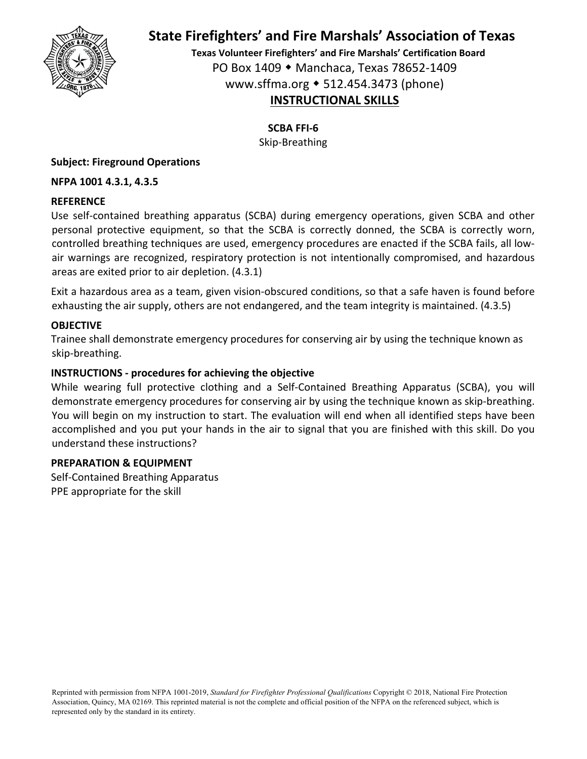# State Firefighters' and Fire Marshals' Association of Texas

**Texas Volunteer Firefighters' and Fire Marshals' Certification Board**

PO Box 1409 ◆ Manchaca, Texas 78652-1409

www.sffma.org ◆ 512.454.3473 (phone)

## INSTRUCTIONAL SKILLS

**SCBA FFI-6**

Skip-Breathing

**Subject: Fireground Operations**

**NFPA 1001 4.3.1, 4.3.5**

**REFERENCE**

Use self-contained breathing apparatus (SCBA) during emergency operations, given SCBA and other personal protective equipment, so that the SCBA is correctly donned, the SCBA is correctly worn, controlled breathing techniques are used, emergency procedures are enacted if the SCBA fails, all low-air warnings are recognized, respiratory protection is not intentionally compromised, and hazardous areas are exited prior to air depletion. (4.3.1)

Exit a hazardous area as a team, given vision-obscured conditions, so that a safe haven is found before exhausting the air supply, others are not endangered, and the team integrity is maintained. (4.3.5)

**OBJECTIVE**

Trainee shall demonstrate emergency procedures for conserving air by using the technique known as skip-breathing.

**INSTRUCTIONS - procedures for achieving the objective**

While wearing full protective clothing and a Self-Contained Breathing Apparatus (SCBA), you will demonstrate emergency procedures for conserving air by using the technique known as skip-breathing. You will begin on my instruction to start. The evaluation will end when all identified steps have been accomplished and you put your hands in the air to signal that you are finished with this skill. Do you understand these instructions?

**PREPARATION & EQUIPMENT**

Self-Contained Breathing Apparatus

PPE appropriate for the skill

Reprinted with permission from NFPA 1001-2019, *Standard for Firefighter Professional Qualifications* Copyright © 2018, National Fire Protection Association, Quincy, MA 02169. This reprinted material is not the complete and official position of the NFPA on the referenced subject, which is represented only by the standard in its entirety.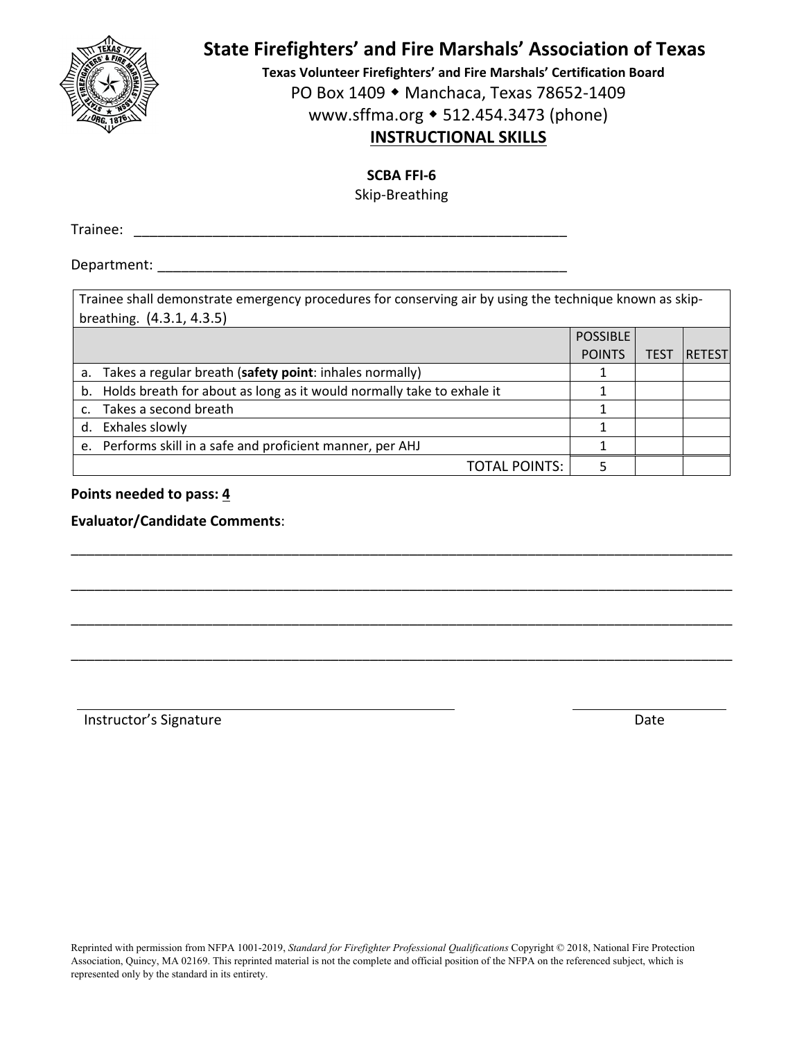# State Firefighters' and Fire Marshals' Association of Texas

**Texas Volunteer Firefighters' and Fire Marshals' Certification Board**

PO Box 1409 ◆ Manchaca, Texas 78652-1409

www.sffma.org ◆ 512.454.3473 (phone)

## INSTRUCTIONAL SKILLS

**SCBA FFI-6**

Skip-Breathing

Trainee: ______________________________________________________

Department: ___________________________________________________

| Trainee shall demonstrate emergency procedures for conserving air by using the technique known as skip-breathing. (4.3.1, 4.3.5) | | | |
|---|---|---|---|
| | POSSIBLE POINTS | TEST | RETEST |
| a. Takes a regular breath (**safety point**: inhales normally) | 1 | | |
| b. Holds breath for about as long as it would normally take to exhale it | 1 | | |
| c. Takes a second breath | 1 | | |
| d. Exhales slowly | 1 | | |
| e. Performs skill in a safe and proficient manner, per AHJ | 1 | | |
| TOTAL POINTS: | 5 | | |

**Points needed to pass: 4**

**Evaluator/Candidate Comments**:

______________________________________________________________________________

______________________________________________________________________________

______________________________________________________________________________

______________________________________________________________________________

_______________________________________________ ____________________

Instructor's Signature Date

Reprinted with permission from NFPA 1001-2019, *Standard for Firefighter Professional Qualifications* Copyright © 2018, National Fire Protection Association, Quincy, MA 02169. This reprinted material is not the complete and official position of the NFPA on the referenced subject, which is represented only by the standard in its entirety.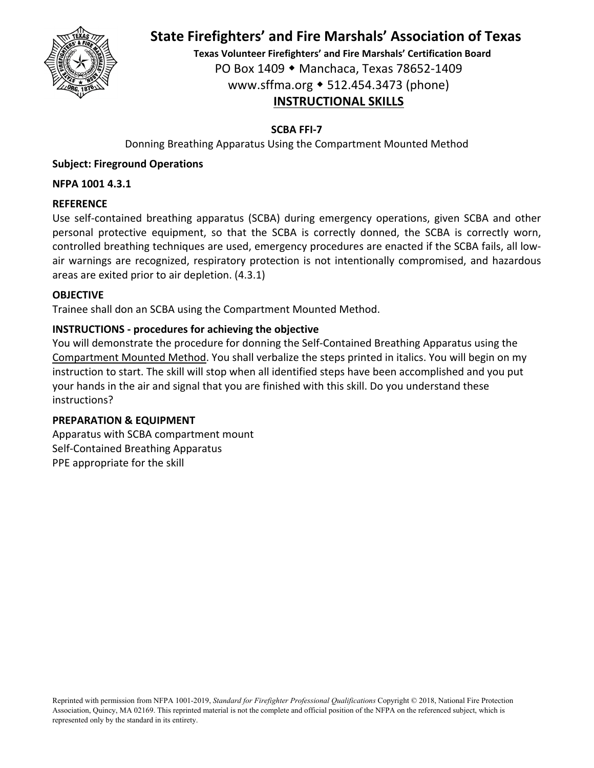# State Firefighters' and Fire Marshals' Association of Texas

**Texas Volunteer Firefighters' and Fire Marshals' Certification Board**

PO Box 1409 ◆ Manchaca, Texas 78652-1409

www.sffma.org ◆ 512.454.3473 (phone)

## INSTRUCTIONAL SKILLS

**SCBA FFI-7**

Donning Breathing Apparatus Using the Compartment Mounted Method

**Subject: Fireground Operations**

**NFPA 1001 4.3.1**

**REFERENCE**

Use self-contained breathing apparatus (SCBA) during emergency operations, given SCBA and other personal protective equipment, so that the SCBA is correctly donned, the SCBA is correctly worn, controlled breathing techniques are used, emergency procedures are enacted if the SCBA fails, all low-air warnings are recognized, respiratory protection is not intentionally compromised, and hazardous areas are exited prior to air depletion. (4.3.1)

**OBJECTIVE**

Trainee shall don an SCBA using the Compartment Mounted Method.

**INSTRUCTIONS - procedures for achieving the objective**

You will demonstrate the procedure for donning the Self-Contained Breathing Apparatus using the Compartment Mounted Method. You shall verbalize the steps printed in italics. You will begin on my instruction to start. The skill will stop when all identified steps have been accomplished and you put your hands in the air and signal that you are finished with this skill. Do you understand these instructions?

**PREPARATION & EQUIPMENT**

Apparatus with SCBA compartment mount

Self-Contained Breathing Apparatus

PPE appropriate for the skill

Reprinted with permission from NFPA 1001-2019, *Standard for Firefighter Professional Qualifications* Copyright © 2018, National Fire Protection Association, Quincy, MA 02169. This reprinted material is not the complete and official position of the NFPA on the referenced subject, which is represented only by the standard in its entirety.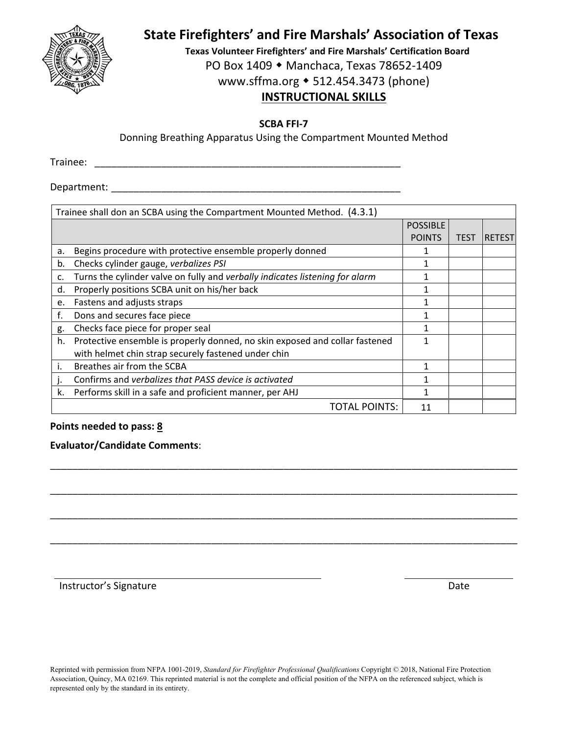# State Firefighters' and Fire Marshals' Association of Texas

**Texas Volunteer Firefighters' and Fire Marshals' Certification Board**

PO Box 1409 ◆ Manchaca, Texas 78652-1409

www.sffma.org ◆ 512.454.3473 (phone)

## INSTRUCTIONAL SKILLS

**SCBA FFI-7**

Donning Breathing Apparatus Using the Compartment Mounted Method

Trainee: ___________________________________________________________

Department: ______________________________________________________

| Trainee shall don an SCBA using the Compartment Mounted Method. (4.3.1) | | | |
|---|---|---|---|
| | POSSIBLE POINTS | TEST | RETEST |
| a. Begins procedure with protective ensemble properly donned | 1 | | |
| b. Checks cylinder gauge, *verbalizes PSI* | 1 | | |
| c. Turns the cylinder valve on fully and *verbally indicates listening for alarm* | 1 | | |
| d. Properly positions SCBA unit on his/her back | 1 | | |
| e. Fastens and adjusts straps | 1 | | |
| f. Dons and secures face piece | 1 | | |
| g. Checks face piece for proper seal | 1 | | |
| h. Protective ensemble is properly donned, no skin exposed and collar fastened with helmet chin strap securely fastened under chin | 1 | | |
| i. Breathes air from the SCBA | 1 | | |
| j. Confirms and *verbalizes that PASS device is activated* | 1 | | |
| k. Performs skill in a safe and proficient manner, per AHJ | 1 | | |
| TOTAL POINTS: | 11 | | |

**Points needed to pass: 8**

**Evaluator/Candidate Comments**:

_____________________________________________________________________________________

_____________________________________________________________________________________

_____________________________________________________________________________________

_____________________________________________________________________________________

_____________________________________________ _____________________

Instructor's Signature Date

Reprinted with permission from NFPA 1001-2019, *Standard for Firefighter Professional Qualifications* Copyright © 2018, National Fire Protection Association, Quincy, MA 02169. This reprinted material is not the complete and official position of the NFPA on the referenced subject, which is represented only by the standard in its entirety.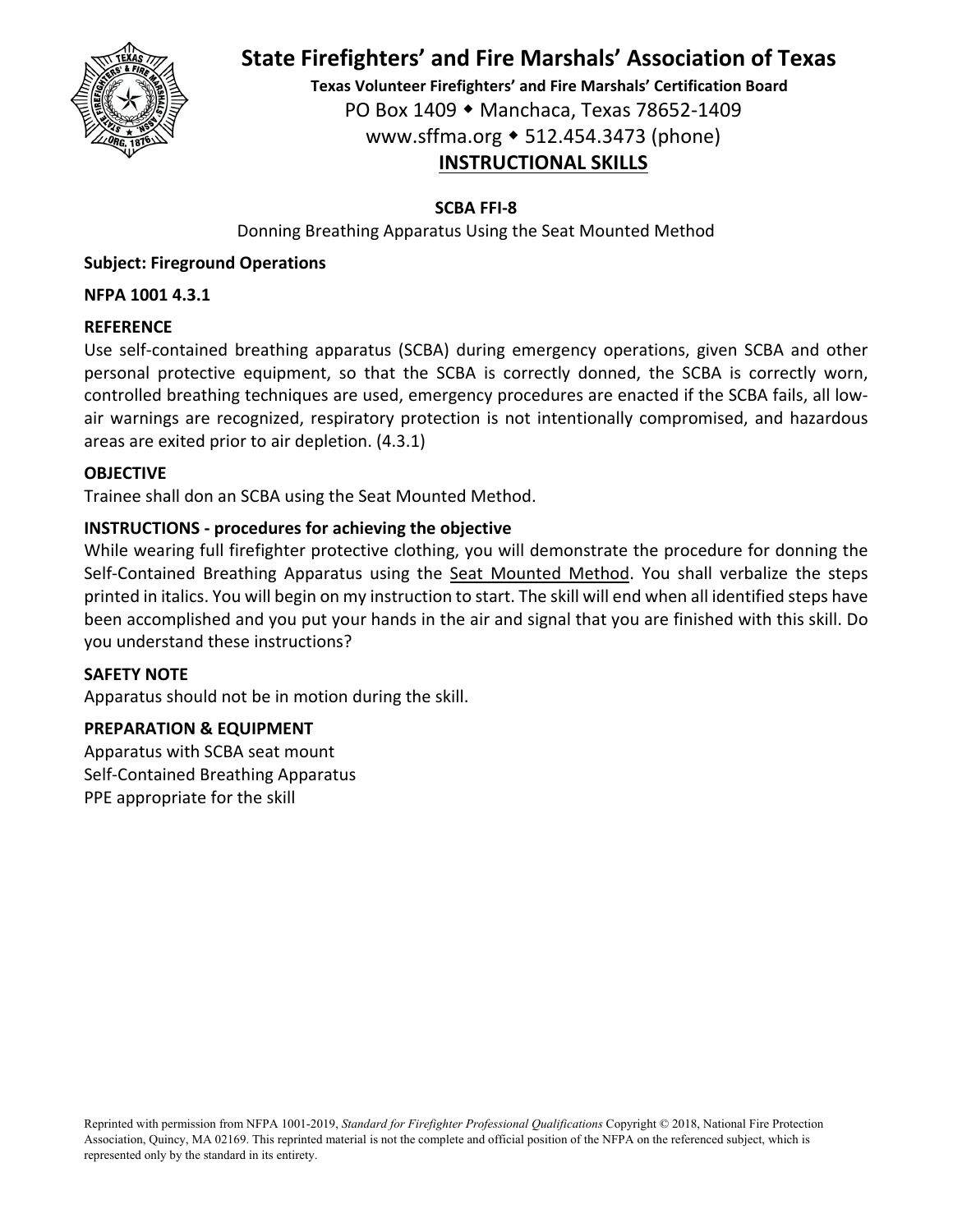# State Firefighters' and Fire Marshals' Association of Texas

**Texas Volunteer Firefighters' and Fire Marshals' Certification Board**

PO Box 1409 ◆ Manchaca, Texas 78652-1409

www.sffma.org ◆ 512.454.3473 (phone)

## INSTRUCTIONAL SKILLS

**SCBA FFI-8**

Donning Breathing Apparatus Using the Seat Mounted Method

**Subject: Fireground Operations**

**NFPA 1001 4.3.1**

**REFERENCE**

Use self-contained breathing apparatus (SCBA) during emergency operations, given SCBA and other personal protective equipment, so that the SCBA is correctly donned, the SCBA is correctly worn, controlled breathing techniques are used, emergency procedures are enacted if the SCBA fails, all low-air warnings are recognized, respiratory protection is not intentionally compromised, and hazardous areas are exited prior to air depletion. (4.3.1)

**OBJECTIVE**

Trainee shall don an SCBA using the Seat Mounted Method.

**INSTRUCTIONS - procedures for achieving the objective**

While wearing full firefighter protective clothing, you will demonstrate the procedure for donning the Self-Contained Breathing Apparatus using the Seat Mounted Method. You shall verbalize the steps printed in italics. You will begin on my instruction to start. The skill will end when all identified steps have been accomplished and you put your hands in the air and signal that you are finished with this skill. Do you understand these instructions?

**SAFETY NOTE**

Apparatus should not be in motion during the skill.

**PREPARATION & EQUIPMENT**

Apparatus with SCBA seat mount

Self-Contained Breathing Apparatus

PPE appropriate for the skill

Reprinted with permission from NFPA 1001-2019, *Standard for Firefighter Professional Qualifications* Copyright © 2018, National Fire Protection Association, Quincy, MA 02169. This reprinted material is not the complete and official position of the NFPA on the referenced subject, which is represented only by the standard in its entirety.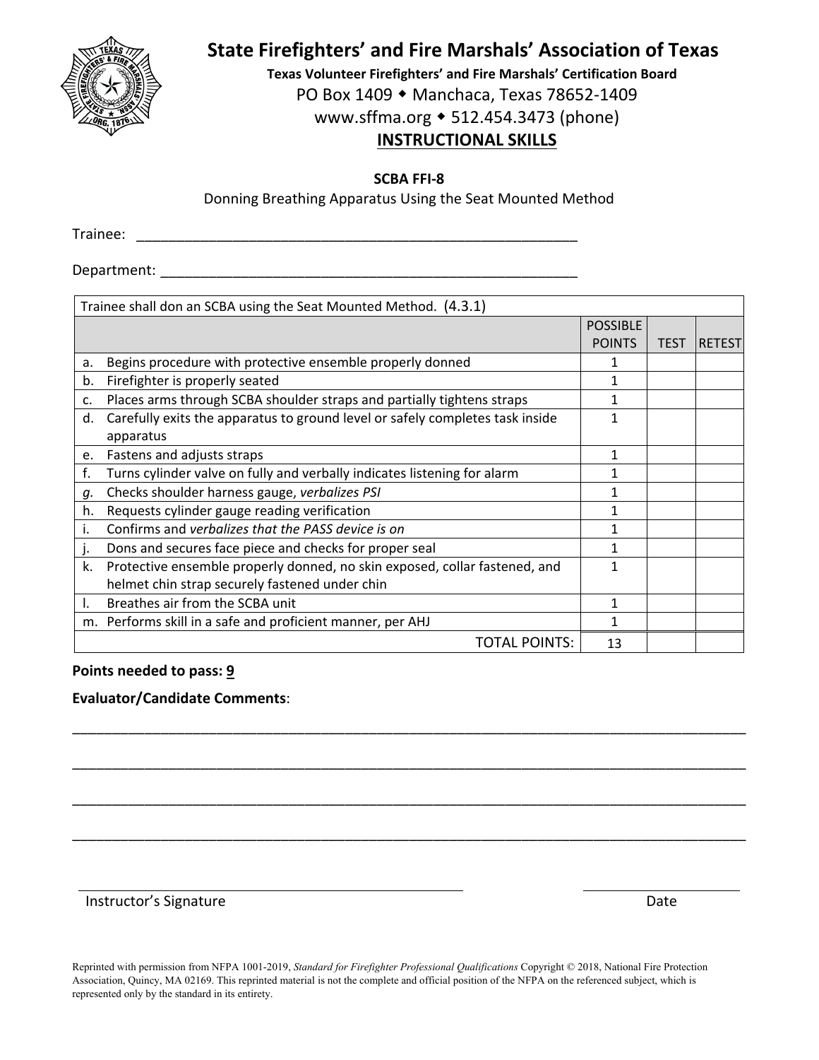# State Firefighters' and Fire Marshals' Association of Texas

**Texas Volunteer Firefighters' and Fire Marshals' Certification Board**

PO Box 1409 ◆ Manchaca, Texas 78652-1409

www.sffma.org ◆ 512.454.3473 (phone)

## INSTRUCTIONAL SKILLS

**SCBA FFI-8**

Donning Breathing Apparatus Using the Seat Mounted Method

Trainee: ____________________________________________________________

Department: _________________________________________________________

| Trainee shall don an SCBA using the Seat Mounted Method. (4.3.1) | | | |
|---|---|---|---|
| | POSSIBLE POINTS | TEST | RETEST |
| a. Begins procedure with protective ensemble properly donned | 1 | | |
| b. Firefighter is properly seated | 1 | | |
| c. Places arms through SCBA shoulder straps and partially tightens straps | 1 | | |
| d. Carefully exits the apparatus to ground level or safely completes task inside apparatus | 1 | | |
| e. Fastens and adjusts straps | 1 | | |
| f. Turns cylinder valve on fully and verbally indicates listening for alarm | 1 | | |
| *g.* Checks shoulder harness gauge, *verbalizes PSI* | 1 | | |
| h. Requests cylinder gauge reading verification | 1 | | |
| i. Confirms and *verbalizes that the PASS device is on* | 1 | | |
| j. Dons and secures face piece and checks for proper seal | 1 | | |
| k. Protective ensemble properly donned, no skin exposed, collar fastened, and helmet chin strap securely fastened under chin | 1 | | |
| l. Breathes air from the SCBA unit | 1 | | |
| m. Performs skill in a safe and proficient manner, per AHJ | 1 | | |
| TOTAL POINTS: | 13 | | |

**Points needed to pass: 9**

**Evaluator/Candidate Comments**:

_____________________________________________________________________________________

_____________________________________________________________________________________

_____________________________________________________________________________________

_____________________________________________________________________________________

Instructor's Signature _______________________________ Date _______________

Reprinted with permission from NFPA 1001-2019, *Standard for Firefighter Professional Qualifications* Copyright © 2018, National Fire Protection Association, Quincy, MA 02169. This reprinted material is not the complete and official position of the NFPA on the referenced subject, which is represented only by the standard in its entirety.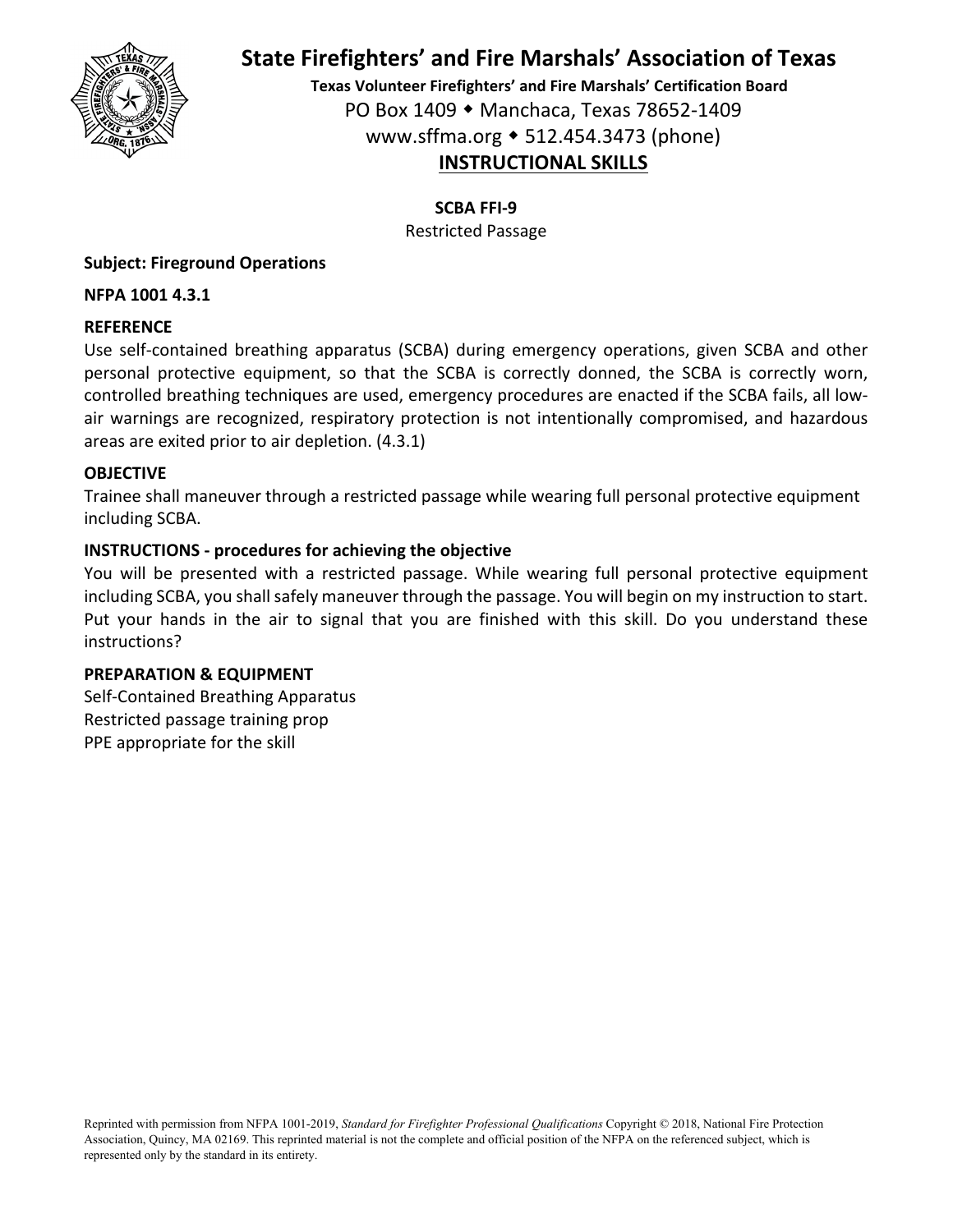# State Firefighters' and Fire Marshals' Association of Texas

**Texas Volunteer Firefighters' and Fire Marshals' Certification Board**

PO Box 1409 ◆ Manchaca, Texas 78652-1409

www.sffma.org ◆ 512.454.3473 (phone)

## INSTRUCTIONAL SKILLS

**SCBA FFI-9**

Restricted Passage

**Subject: Fireground Operations**

**NFPA 1001 4.3.1**

**REFERENCE**

Use self-contained breathing apparatus (SCBA) during emergency operations, given SCBA and other personal protective equipment, so that the SCBA is correctly donned, the SCBA is correctly worn, controlled breathing techniques are used, emergency procedures are enacted if the SCBA fails, all low-air warnings are recognized, respiratory protection is not intentionally compromised, and hazardous areas are exited prior to air depletion. (4.3.1)

**OBJECTIVE**

Trainee shall maneuver through a restricted passage while wearing full personal protective equipment including SCBA.

**INSTRUCTIONS - procedures for achieving the objective**

You will be presented with a restricted passage. While wearing full personal protective equipment including SCBA, you shall safely maneuver through the passage. You will begin on my instruction to start. Put your hands in the air to signal that you are finished with this skill. Do you understand these instructions?

**PREPARATION & EQUIPMENT**

Self-Contained Breathing Apparatus

Restricted passage training prop

PPE appropriate for the skill

Reprinted with permission from NFPA 1001-2019, *Standard for Firefighter Professional Qualifications* Copyright © 2018, National Fire Protection Association, Quincy, MA 02169. This reprinted material is not the complete and official position of the NFPA on the referenced subject, which is represented only by the standard in its entirety.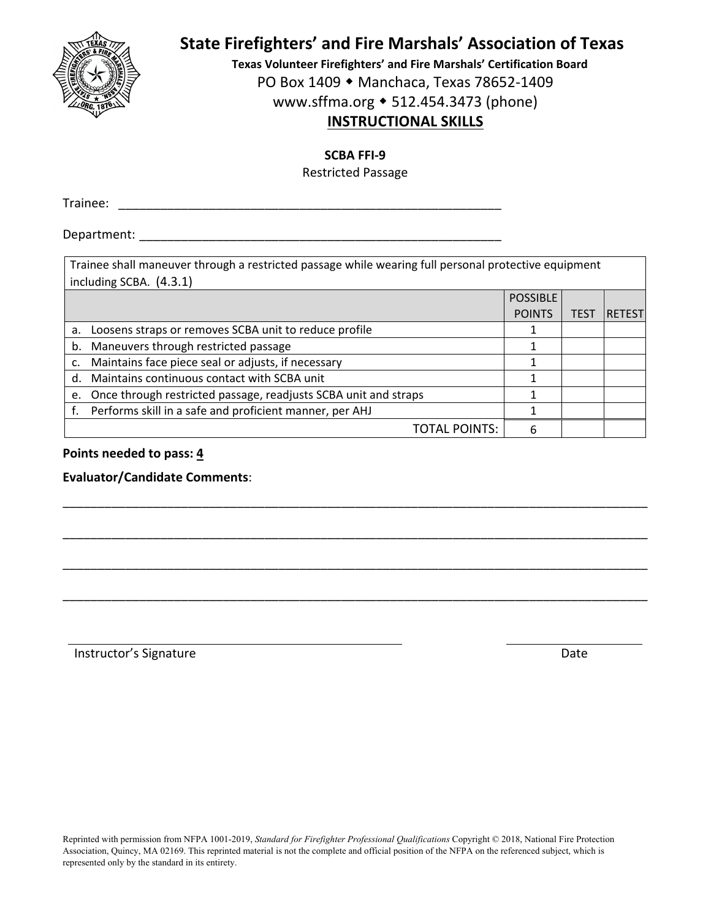# State Firefighters' and Fire Marshals' Association of Texas

**Texas Volunteer Firefighters' and Fire Marshals' Certification Board**

PO Box 1409 ◆ Manchaca, Texas 78652-1409

www.sffma.org ◆ 512.454.3473 (phone)

## INSTRUCTIONAL SKILLS

**SCBA FFI-9**

Restricted Passage

Trainee: ___________________________________________________________

Department: ________________________________________________________

| Trainee shall maneuver through a restricted passage while wearing full personal protective equipment including SCBA. (4.3.1) | | | |
|---|---|---|---|
| | POSSIBLE POINTS | TEST | RETEST |
| a. Loosens straps or removes SCBA unit to reduce profile | 1 | | |
| b. Maneuvers through restricted passage | 1 | | |
| c. Maintains face piece seal or adjusts, if necessary | 1 | | |
| d. Maintains continuous contact with SCBA unit | 1 | | |
| e. Once through restricted passage, readjusts SCBA unit and straps | 1 | | |
| f. Performs skill in a safe and proficient manner, per AHJ | 1 | | |
| TOTAL POINTS: | 6 | | |

**Points needed to pass: 4**

**Evaluator/Candidate Comments**:

____________________________________________________________________________________

____________________________________________________________________________________

____________________________________________________________________________________

____________________________________________________________________________________

_______________________________________________ _____________________

Instructor's Signature Date

Reprinted with permission from NFPA 1001-2019, *Standard for Firefighter Professional Qualifications* Copyright © 2018, National Fire Protection Association, Quincy, MA 02169. This reprinted material is not the complete and official position of the NFPA on the referenced subject, which is represented only by the standard in its entirety.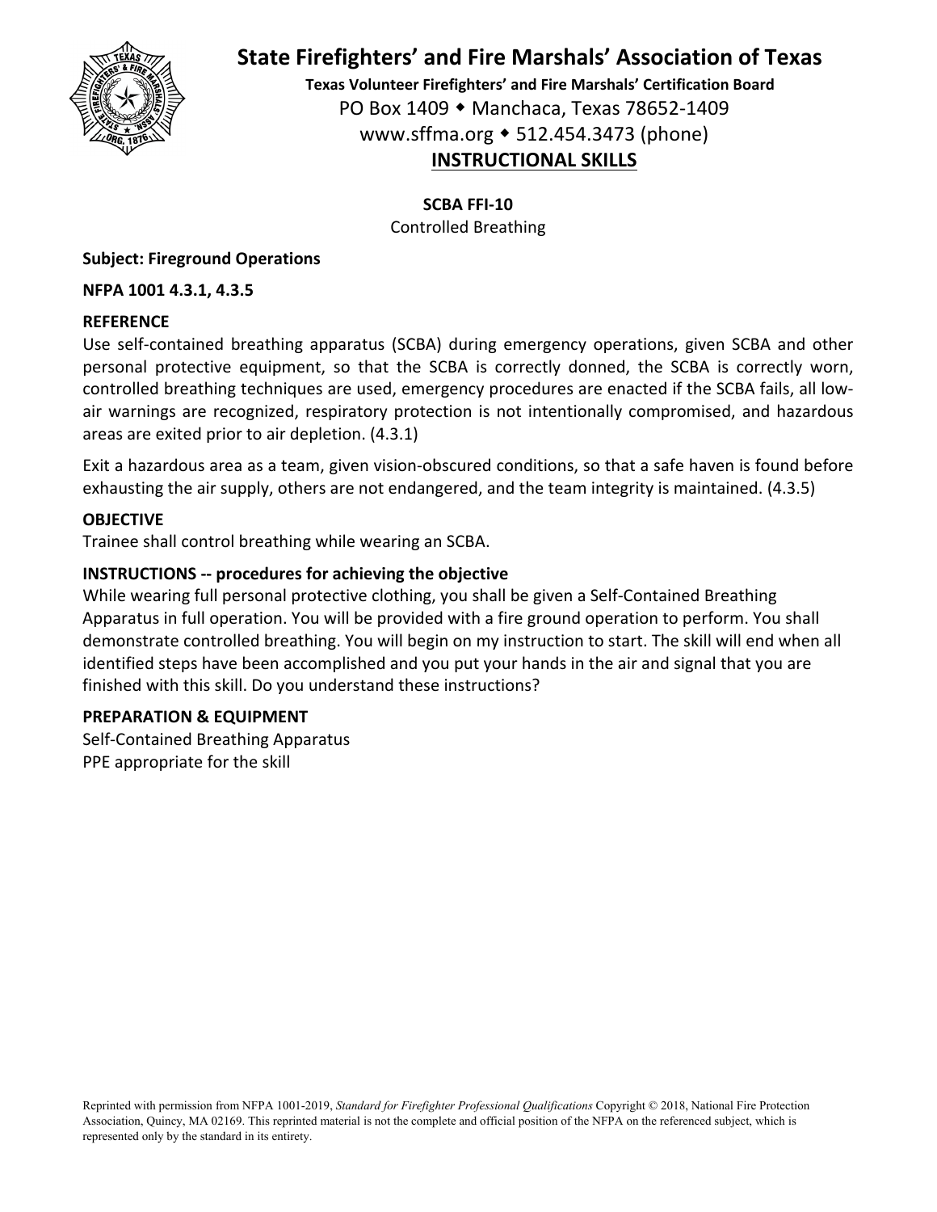# State Firefighters' and Fire Marshals' Association of Texas

**Texas Volunteer Firefighters' and Fire Marshals' Certification Board**

PO Box 1409 ◆ Manchaca, Texas 78652-1409

www.sffma.org ◆ 512.454.3473 (phone)

## INSTRUCTIONAL SKILLS

**SCBA FFI-10**

Controlled Breathing

**Subject: Fireground Operations**

**NFPA 1001 4.3.1, 4.3.5**

**REFERENCE**

Use self-contained breathing apparatus (SCBA) during emergency operations, given SCBA and other personal protective equipment, so that the SCBA is correctly donned, the SCBA is correctly worn, controlled breathing techniques are used, emergency procedures are enacted if the SCBA fails, all low-air warnings are recognized, respiratory protection is not intentionally compromised, and hazardous areas are exited prior to air depletion. (4.3.1)

Exit a hazardous area as a team, given vision-obscured conditions, so that a safe haven is found before exhausting the air supply, others are not endangered, and the team integrity is maintained. (4.3.5)

**OBJECTIVE**

Trainee shall control breathing while wearing an SCBA.

**INSTRUCTIONS -- procedures for achieving the objective**

While wearing full personal protective clothing, you shall be given a Self-Contained Breathing Apparatus in full operation. You will be provided with a fire ground operation to perform. You shall demonstrate controlled breathing. You will begin on my instruction to start. The skill will end when all identified steps have been accomplished and you put your hands in the air and signal that you are finished with this skill. Do you understand these instructions?

**PREPARATION & EQUIPMENT**

Self-Contained Breathing Apparatus

PPE appropriate for the skill

Reprinted with permission from NFPA 1001-2019, *Standard for Firefighter Professional Qualifications* Copyright © 2018, National Fire Protection Association, Quincy, MA 02169. This reprinted material is not the complete and official position of the NFPA on the referenced subject, which is represented only by the standard in its entirety.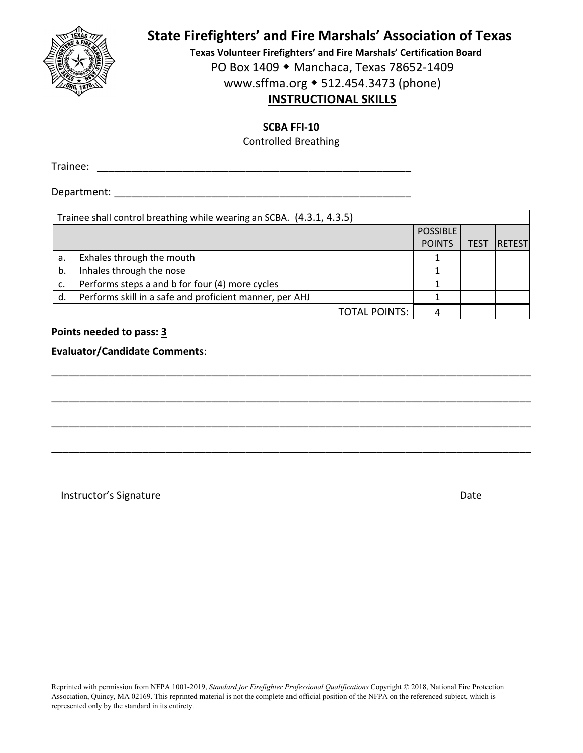# State Firefighters' and Fire Marshals' Association of Texas

**Texas Volunteer Firefighters' and Fire Marshals' Certification Board**

PO Box 1409 ◆ Manchaca, Texas 78652-1409

www.sffma.org ◆ 512.454.3473 (phone)

## INSTRUCTIONAL SKILLS

**SCBA FFI-10**

Controlled Breathing

Trainee: ___________________________________________________________

Department: ________________________________________________________

| Trainee shall control breathing while wearing an SCBA. (4.3.1, 4.3.5) | | | | |
|---|---|---|---|---|
| | | POSSIBLE POINTS | TEST | RETEST |
| a. | Exhales through the mouth | 1 | | |
| b. | Inhales through the nose | 1 | | |
| c. | Performs steps a and b for four (4) more cycles | 1 | | |
| d. | Performs skill in a safe and proficient manner, per AHJ | 1 | | |
| | TOTAL POINTS: | 4 | | |

**Points needed to pass: 3**

**Evaluator/Candidate Comments**:

_____________________________________________________________________________________

_____________________________________________________________________________________

_____________________________________________________________________________________

_____________________________________________________________________________________

Instructor's Signature ______________________________ Date ______________

Reprinted with permission from NFPA 1001-2019, *Standard for Firefighter Professional Qualifications* Copyright © 2018, National Fire Protection Association, Quincy, MA 02169. This reprinted material is not the complete and official position of the NFPA on the referenced subject, which is represented only by the standard in its entirety.